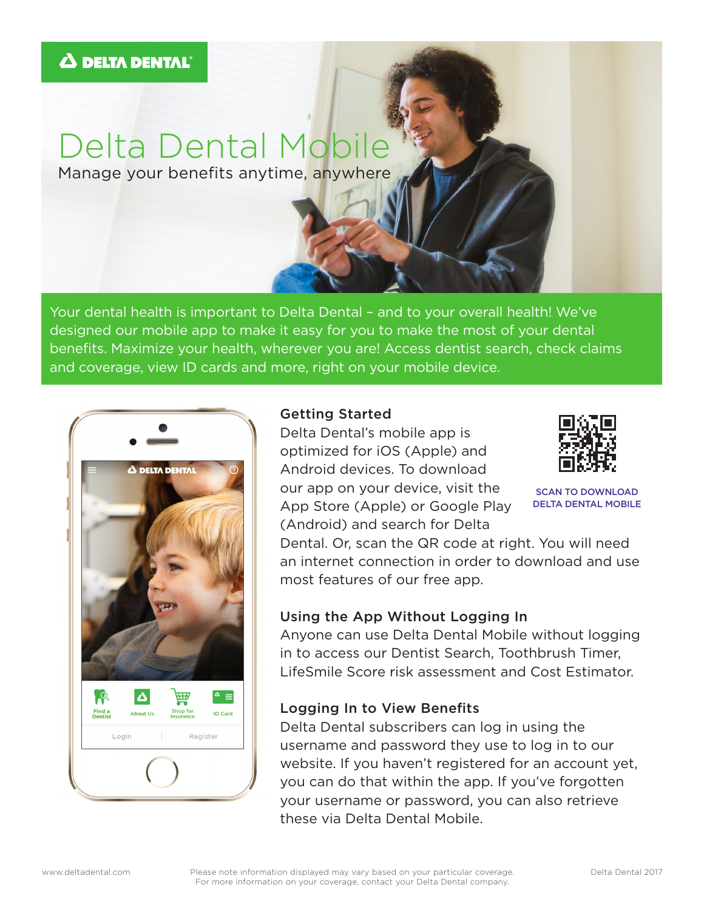DELTA DENTAL

# Delta Dental Mobile

Manage your benefits anytime, anywhere

Your dental health is important to Delta Dental – and to your overall health! We've designed our mobile app to make it easy for you to make the most of your dental benefits. Maximize your health, wherever you are! Access dentist search, check claims and coverage, view ID cards and more, right on your mobile device.

## Getting Started

Delta Dental's mobile app is optimized for iOS (Apple) and Android devices. To download our app on your device, visit the App Store (Apple) or Google Play (Android) and search for Delta Dental. Or, scan the QR code at right. You will need an internet connection in order to download and use most features of our free app.

SCAN TO DOWNLOAD DELTA DENTAL MOBILE

## Using the App Without Logging In

Anyone can use Delta Dental Mobile without logging in to access our Dentist Search, Toothbrush Timer, LifeSmile Score risk assessment and Cost Estimator.

## Logging In to View Benefits

Delta Dental subscribers can log in using the username and password they use to log in to our website. If you haven't registered for an account yet, you can do that within the app. If you've forgotten your username or password, you can also retrieve these via Delta Dental Mobile.

www.deltadental.com

Please note information displayed may vary based on your particular coverage. For more information on your coverage, contact your Delta Dental company.

Delta Dental 2017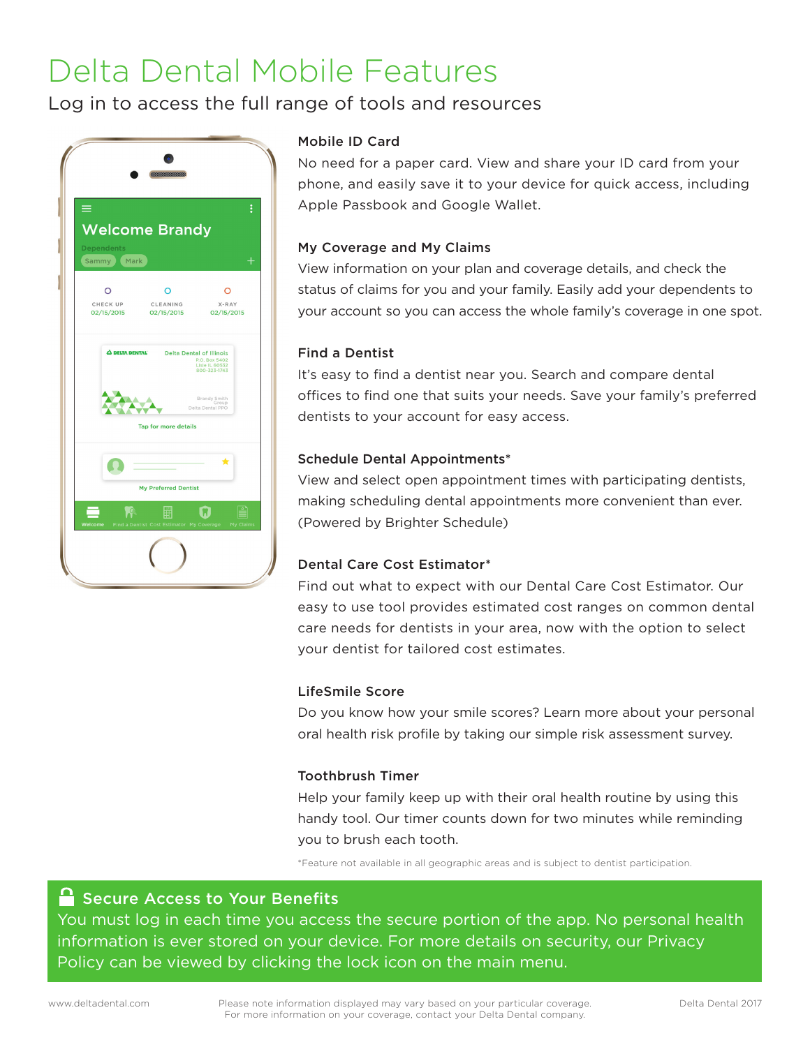# Delta Dental Mobile Features

Log in to access the full range of tools and resources

### Mobile ID Card

No need for a paper card. View and share your ID card from your phone, and easily save it to your device for quick access, including Apple Passbook and Google Wallet.

### My Coverage and My Claims

View information on your plan and coverage details, and check the status of claims for you and your family. Easily add your dependents to your account so you can access the whole family's coverage in one spot.

### Find a Dentist

It's easy to find a dentist near you. Search and compare dental offices to find one that suits your needs. Save your family's preferred dentists to your account for easy access.

### Schedule Dental Appointments*

View and select open appointment times with participating dentists, making scheduling dental appointments more convenient than ever. (Powered by Brighter Schedule)

### Dental Care Cost Estimator*

Find out what to expect with our Dental Care Cost Estimator. Our easy to use tool provides estimated cost ranges on common dental care needs for dentists in your area, now with the option to select your dentist for tailored cost estimates.

### LifeSmile Score

Do you know how your smile scores? Learn more about your personal oral health risk profile by taking our simple risk assessment survey.

### Toothbrush Timer

Help your family keep up with their oral health routine by using this handy tool. Our timer counts down for two minutes while reminding you to brush each tooth.

*Feature not available in all geographic areas and is subject to dentist participation.

### Secure Access to Your Benefits

You must log in each time you access the secure portion of the app. No personal health information is ever stored on your device. For more details on security, our Privacy Policy can be viewed by clicking the lock icon on the main menu.

www.deltadental.com

Please note information displayed may vary based on your particular coverage.
For more information on your coverage, contact your Delta Dental company.

Delta Dental 2017